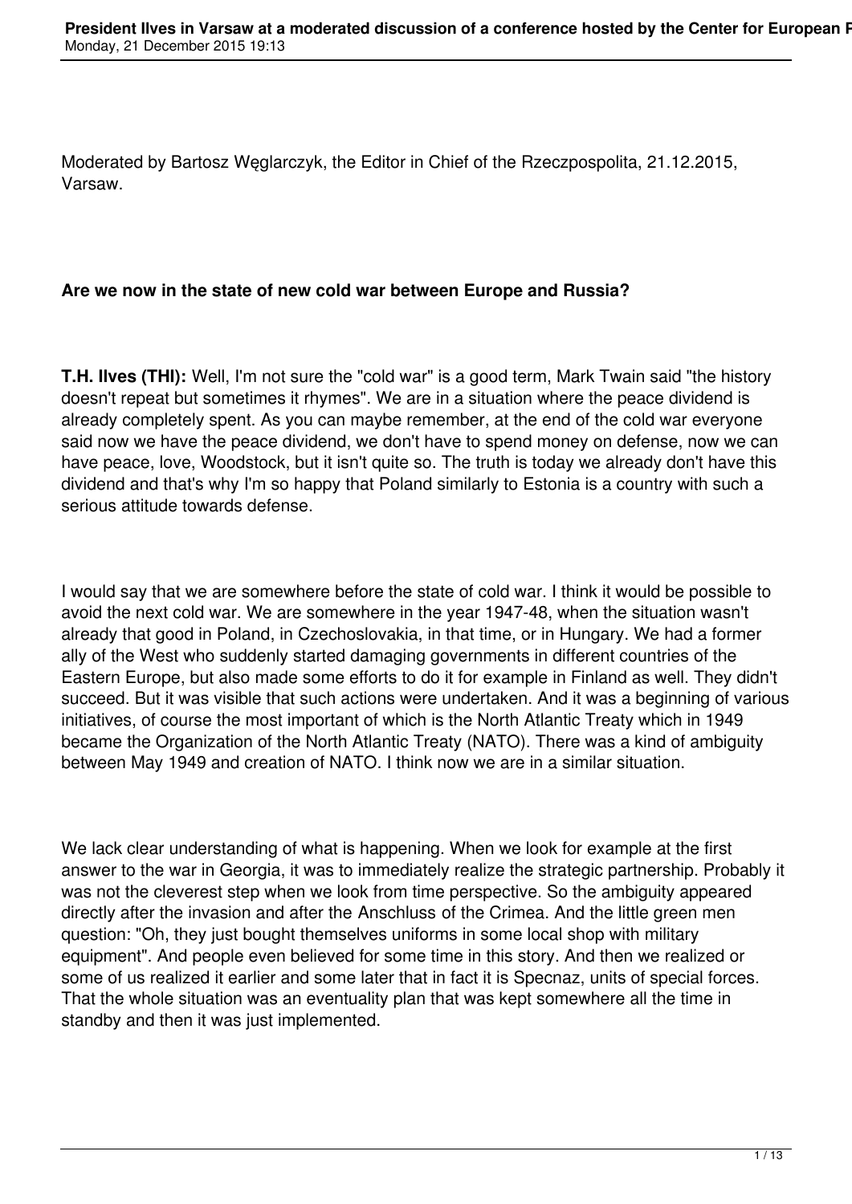Moderated by Bartosz Węglarczyk, the Editor in Chief of the Rzeczpospolita, 21.12.2015, Varsaw.

**Are we now in the state of new cold war between Europe and Russia?**

**T.H. Ilves (THI):** Well, I'm not sure the "cold war" is a good term, Mark Twain said "the history doesn't repeat but sometimes it rhymes". We are in a situation where the peace dividend is already completely spent. As you can maybe remember, at the end of the cold war everyone said now we have the peace dividend, we don't have to spend money on defense, now we can have peace, love, Woodstock, but it isn't quite so. The truth is today we already don't have this dividend and that's why I'm so happy that Poland similarly to Estonia is a country with such a serious attitude towards defense.

I would say that we are somewhere before the state of cold war. I think it would be possible to avoid the next cold war. We are somewhere in the year 1947-48, when the situation wasn't already that good in Poland, in Czechoslovakia, in that time, or in Hungary. We had a former ally of the West who suddenly started damaging governments in different countries of the Eastern Europe, but also made some efforts to do it for example in Finland as well. They didn't succeed. But it was visible that such actions were undertaken. And it was a beginning of various initiatives, of course the most important of which is the North Atlantic Treaty which in 1949 became the Organization of the North Atlantic Treaty (NATO). There was a kind of ambiguity between May 1949 and creation of NATO. I think now we are in a similar situation.

We lack clear understanding of what is happening. When we look for example at the first answer to the war in Georgia, it was to immediately realize the strategic partnership. Probably it was not the cleverest step when we look from time perspective. So the ambiguity appeared directly after the invasion and after the Anschluss of the Crimea. And the little green men question: "Oh, they just bought themselves uniforms in some local shop with military equipment". And people even believed for some time in this story. And then we realized or some of us realized it earlier and some later that in fact it is Specnaz, units of special forces. That the whole situation was an eventuality plan that was kept somewhere all the time in standby and then it was just implemented.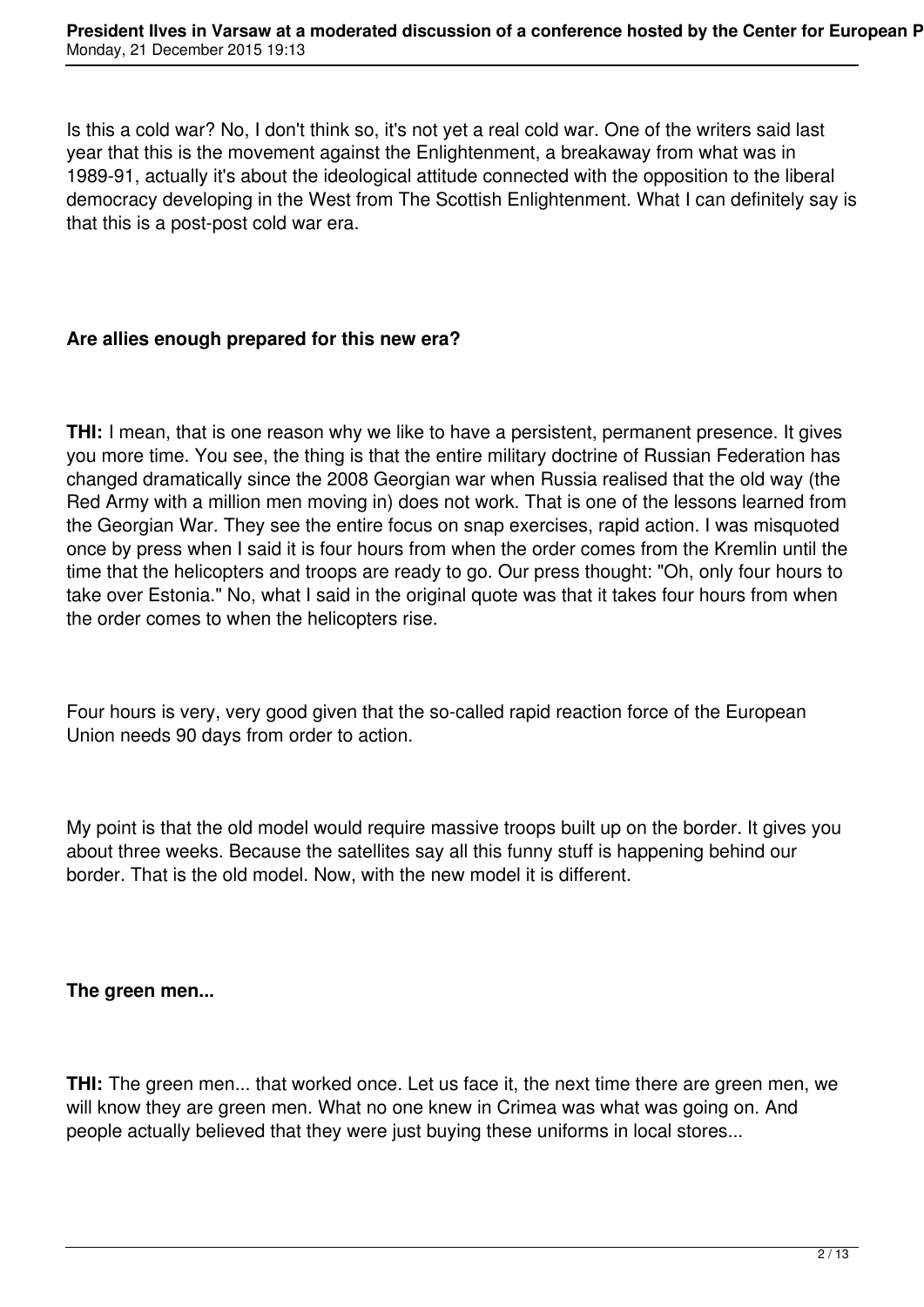Is this a cold war? No, I don't think so, it's not yet a real cold war. One of the writers said last year that this is the movement against the Enlightenment, a breakaway from what was in 1989-91, actually it's about the ideological attitude connected with the opposition to the liberal democracy developing in the West from The Scottish Enlightenment. What I can definitely say is that this is a post-post cold war era.

**Are allies enough prepared for this new era?**

**THI:** I mean, that is one reason why we like to have a persistent, permanent presence. It gives you more time. You see, the thing is that the entire military doctrine of Russian Federation has changed dramatically since the 2008 Georgian war when Russia realised that the old way (the Red Army with a million men moving in) does not work. That is one of the lessons learned from the Georgian War. They see the entire focus on snap exercises, rapid action. I was misquoted once by press when I said it is four hours from when the order comes from the Kremlin until the time that the helicopters and troops are ready to go. Our press thought: "Oh, only four hours to take over Estonia." No, what I said in the original quote was that it takes four hours from when the order comes to when the helicopters rise.

Four hours is very, very good given that the so-called rapid reaction force of the European Union needs 90 days from order to action.

My point is that the old model would require massive troops built up on the border. It gives you about three weeks. Because the satellites say all this funny stuff is happening behind our border. That is the old model. Now, with the new model it is different.

**The green men...**

**THI:** The green men... that worked once. Let us face it, the next time there are green men, we will know they are green men. What no one knew in Crimea was what was going on. And people actually believed that they were just buying these uniforms in local stores...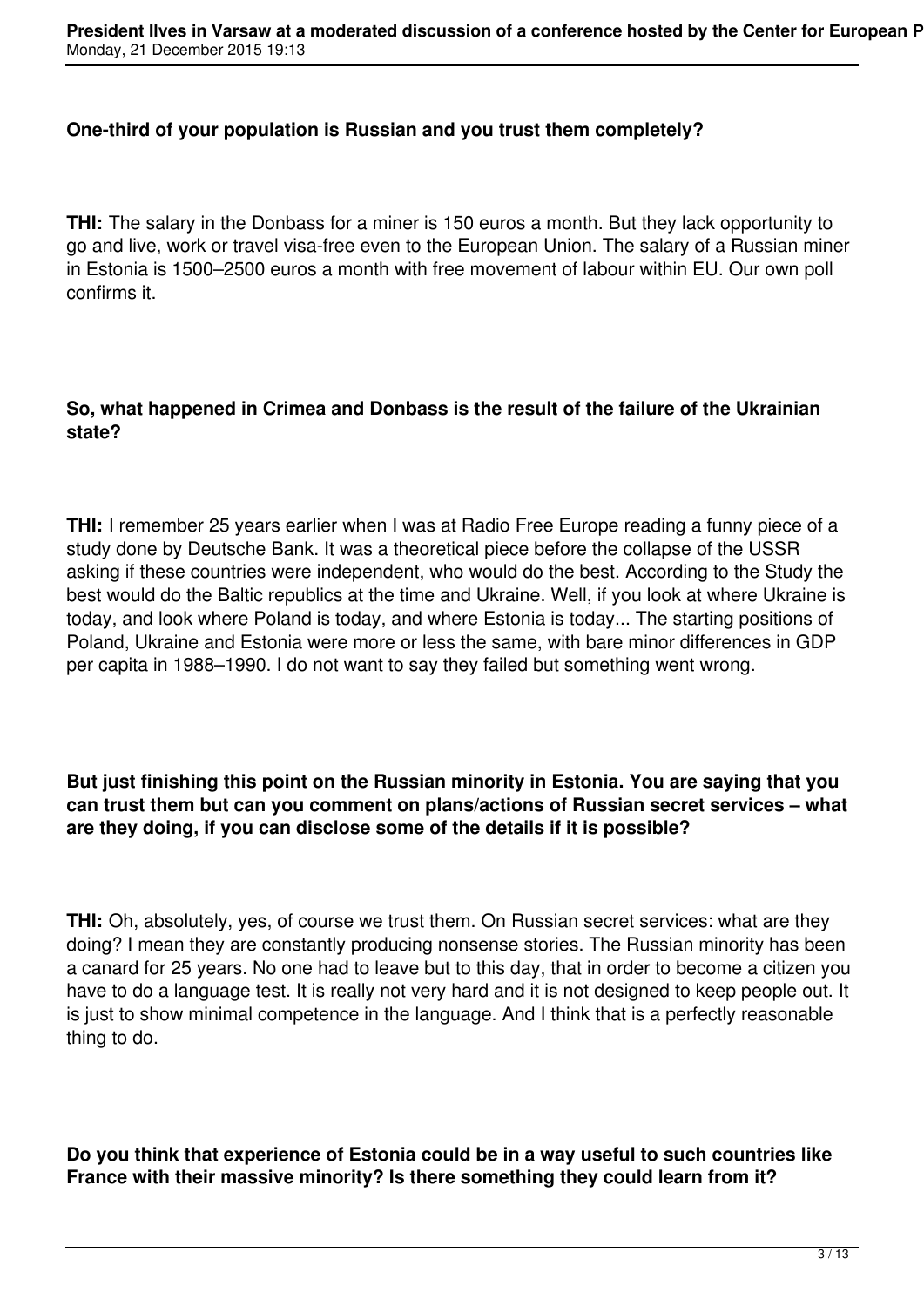**One-third of your population is Russian and you trust them completely?**

**THI:** The salary in the Donbass for a miner is 150 euros a month. But they lack opportunity to go and live, work or travel visa-free even to the European Union. The salary of a Russian miner in Estonia is 1500–2500 euros a month with free movement of labour within EU. Our own poll confirms it.

**So, what happened in Crimea and Donbass is the result of the failure of the Ukrainian state?**

**THI:** I remember 25 years earlier when I was at Radio Free Europe reading a funny piece of a study done by Deutsche Bank. It was a theoretical piece before the collapse of the USSR asking if these countries were independent, who would do the best. According to the Study the best would do the Baltic republics at the time and Ukraine. Well, if you look at where Ukraine is today, and look where Poland is today, and where Estonia is today... The starting positions of Poland, Ukraine and Estonia were more or less the same, with bare minor differences in GDP per capita in 1988–1990. I do not want to say they failed but something went wrong.

**But just finishing this point on the Russian minority in Estonia. You are saying that you can trust them but can you comment on plans/actions of Russian secret services – what are they doing, if you can disclose some of the details if it is possible?**

**THI:** Oh, absolutely, yes, of course we trust them. On Russian secret services: what are they doing? I mean they are constantly producing nonsense stories. The Russian minority has been a canard for 25 years. No one had to leave but to this day, that in order to become a citizen you have to do a language test. It is really not very hard and it is not designed to keep people out. It is just to show minimal competence in the language. And I think that is a perfectly reasonable thing to do.

**Do you think that experience of Estonia could be in a way useful to such countries like France with their massive minority? Is there something they could learn from it?**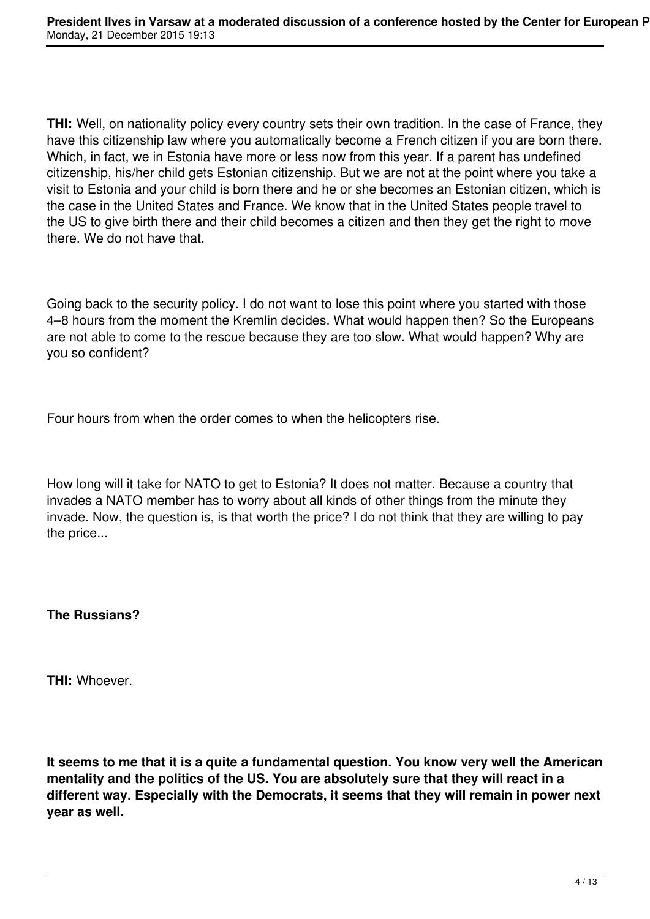**THI:** Well, on nationality policy every country sets their own tradition. In the case of France, they have this citizenship law where you automatically become a French citizen if you are born there. Which, in fact, we in Estonia have more or less now from this year. If a parent has undefined citizenship, his/her child gets Estonian citizenship. But we are not at the point where you take a visit to Estonia and your child is born there and he or she becomes an Estonian citizen, which is the case in the United States and France. We know that in the United States people travel to the US to give birth there and their child becomes a citizen and then they get the right to move there. We do not have that.

Going back to the security policy. I do not want to lose this point where you started with those 4–8 hours from the moment the Kremlin decides. What would happen then? So the Europeans are not able to come to the rescue because they are too slow. What would happen? Why are you so confident?

Four hours from when the order comes to when the helicopters rise.

How long will it take for NATO to get to Estonia? It does not matter. Because a country that invades a NATO member has to worry about all kinds of other things from the minute they invade. Now, the question is, is that worth the price? I do not think that they are willing to pay the price...

**The Russians?**

**THI:** Whoever.

**It seems to me that it is a quite a fundamental question. You know very well the American mentality and the politics of the US. You are absolutely sure that they will react in a different way. Especially with the Democrats, it seems that they will remain in power next year as well.**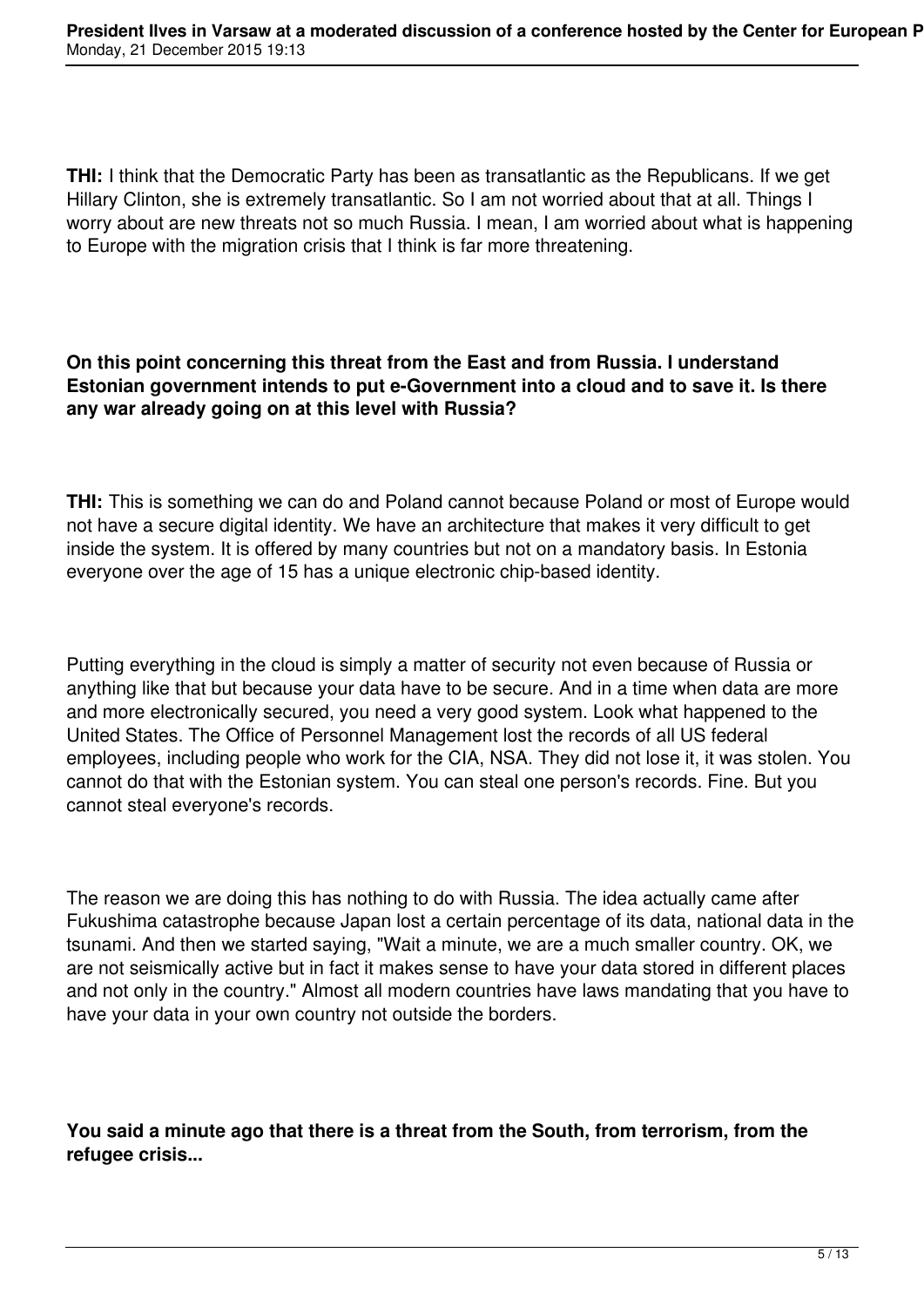**THI:** I think that the Democratic Party has been as transatlantic as the Republicans. If we get Hillary Clinton, she is extremely transatlantic. So I am not worried about that at all. Things I worry about are new threats not so much Russia. I mean, I am worried about what is happening to Europe with the migration crisis that I think is far more threatening.

**On this point concerning this threat from the East and from Russia. I understand Estonian government intends to put e-Government into a cloud and to save it. Is there any war already going on at this level with Russia?**

**THI:** This is something we can do and Poland cannot because Poland or most of Europe would not have a secure digital identity. We have an architecture that makes it very difficult to get inside the system. It is offered by many countries but not on a mandatory basis. In Estonia everyone over the age of 15 has a unique electronic chip-based identity.

Putting everything in the cloud is simply a matter of security not even because of Russia or anything like that but because your data have to be secure. And in a time when data are more and more electronically secured, you need a very good system. Look what happened to the United States. The Office of Personnel Management lost the records of all US federal employees, including people who work for the CIA, NSA. They did not lose it, it was stolen. You cannot do that with the Estonian system. You can steal one person's records. Fine. But you cannot steal everyone's records.

The reason we are doing this has nothing to do with Russia. The idea actually came after Fukushima catastrophe because Japan lost a certain percentage of its data, national data in the tsunami. And then we started saying, "Wait a minute, we are a much smaller country. OK, we are not seismically active but in fact it makes sense to have your data stored in different places and not only in the country." Almost all modern countries have laws mandating that you have to have your data in your own country not outside the borders.

**You said a minute ago that there is a threat from the South, from terrorism, from the refugee crisis...**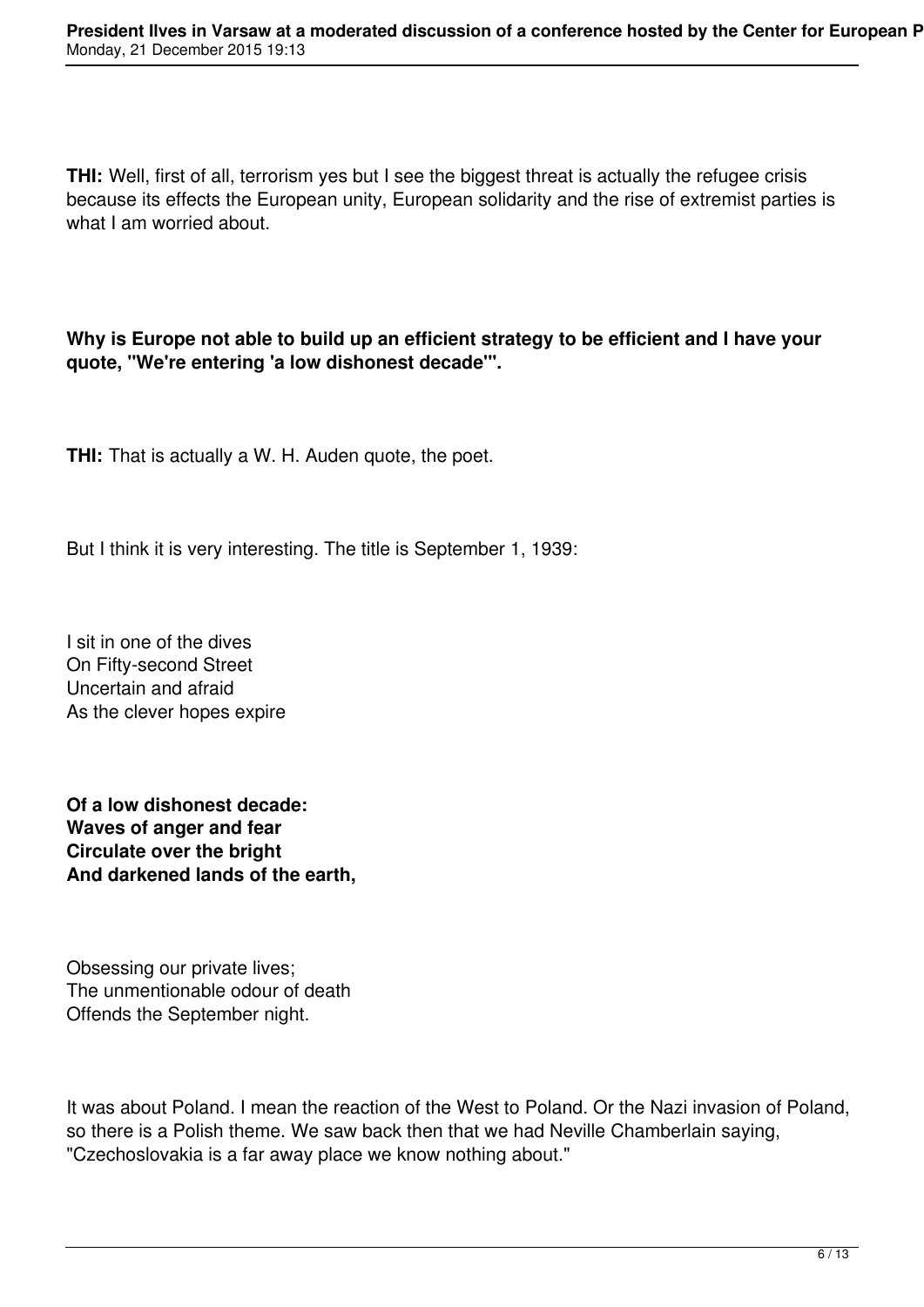**THI:** Well, first of all, terrorism yes but I see the biggest threat is actually the refugee crisis because its effects the European unity, European solidarity and the rise of extremist parties is what I am worried about.

**Why is Europe not able to build up an efficient strategy to be efficient and I have your quote, "We're entering 'a low dishonest decade'".**

**THI:** That is actually a W. H. Auden quote, the poet.

But I think it is very interesting. The title is September 1, 1939:

I sit in one of the dives
On Fifty-second Street
Uncertain and afraid
As the clever hopes expire

**Of a low dishonest decade:**
**Waves of anger and fear**
**Circulate over the bright**
**And darkened lands of the earth,**

Obsessing our private lives;
The unmentionable odour of death
Offends the September night.

It was about Poland. I mean the reaction of the West to Poland. Or the Nazi invasion of Poland, so there is a Polish theme. We saw back then that we had Neville Chamberlain saying, "Czechoslovakia is a far away place we know nothing about."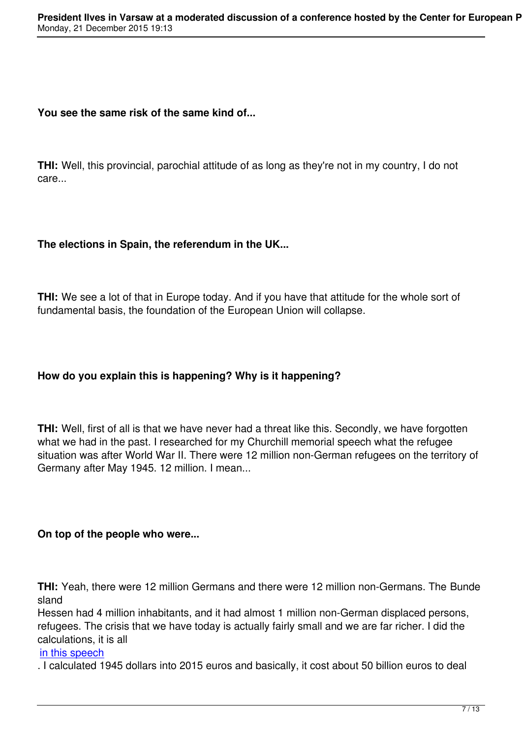**You see the same risk of the same kind of...**

**THI:** Well, this provincial, parochial attitude of as long as they're not in my country, I do not care...

**The elections in Spain, the referendum in the UK...**

**THI:** We see a lot of that in Europe today. And if you have that attitude for the whole sort of fundamental basis, the foundation of the European Union will collapse.

**How do you explain this is happening? Why is it happening?**

**THI:** Well, first of all is that we have never had a threat like this. Secondly, we have forgotten what we had in the past. I researched for my Churchill memorial speech what the refugee situation was after World War II. There were 12 million non-German refugees on the territory of Germany after May 1945. 12 million. I mean...

**On top of the people who were...**

**THI:** Yeah, there were 12 million Germans and there were 12 million non-Germans. The Bundesland Hessen had 4 million inhabitants, and it had almost 1 million non-German displaced persons, refugees. The crisis that we have today is actually fairly small and we are far richer. I did the calculations, it is all [in this speech]. I calculated 1945 dollars into 2015 euros and basically, it cost about 50 billion euros to deal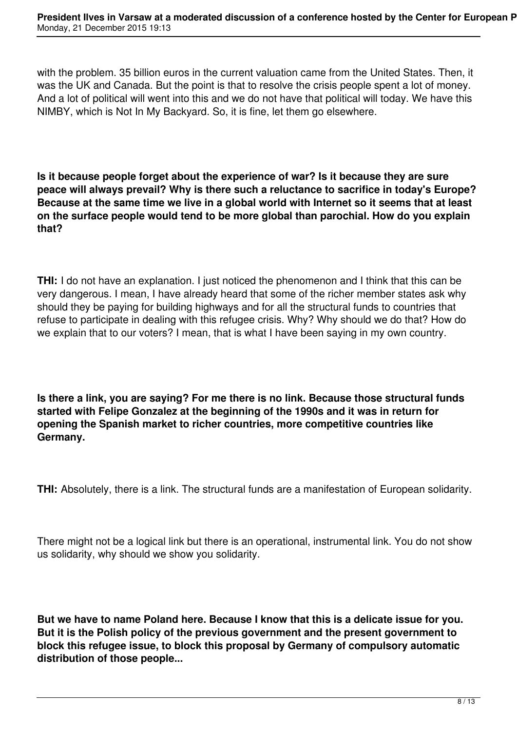with the problem. 35 billion euros in the current valuation came from the United States. Then, it was the UK and Canada. But the point is that to resolve the crisis people spent a lot of money. And a lot of political will went into this and we do not have that political will today. We have this NIMBY, which is Not In My Backyard. So, it is fine, let them go elsewhere.

**Is it because people forget about the experience of war? Is it because they are sure peace will always prevail? Why is there such a reluctance to sacrifice in today's Europe? Because at the same time we live in a global world with Internet so it seems that at least on the surface people would tend to be more global than parochial. How do you explain that?**

**THI:** I do not have an explanation. I just noticed the phenomenon and I think that this can be very dangerous. I mean, I have already heard that some of the richer member states ask why should they be paying for building highways and for all the structural funds to countries that refuse to participate in dealing with this refugee crisis. Why? Why should we do that? How do we explain that to our voters? I mean, that is what I have been saying in my own country.

**Is there a link, you are saying? For me there is no link. Because those structural funds started with Felipe Gonzalez at the beginning of the 1990s and it was in return for opening the Spanish market to richer countries, more competitive countries like Germany.**

**THI:** Absolutely, there is a link. The structural funds are a manifestation of European solidarity.

There might not be a logical link but there is an operational, instrumental link. You do not show us solidarity, why should we show you solidarity.

**But we have to name Poland here. Because I know that this is a delicate issue for you. But it is the Polish policy of the previous government and the present government to block this refugee issue, to block this proposal by Germany of compulsory automatic distribution of those people...**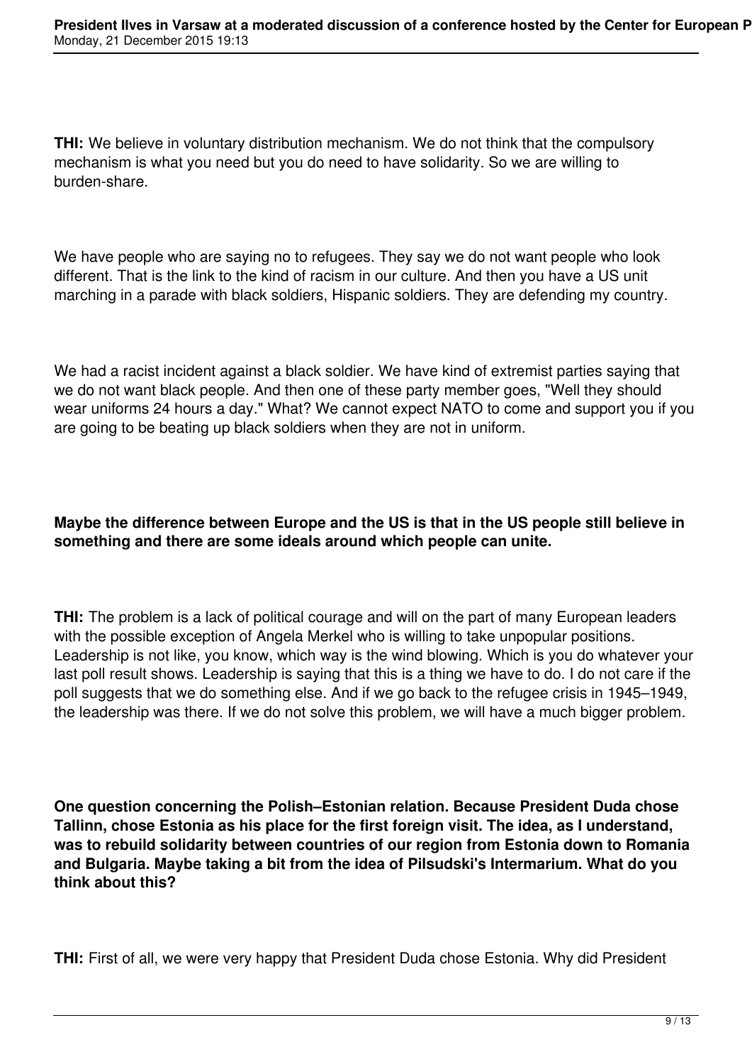**THI:** We believe in voluntary distribution mechanism. We do not think that the compulsory mechanism is what you need but you do need to have solidarity. So we are willing to burden-share.

We have people who are saying no to refugees. They say we do not want people who look different. That is the link to the kind of racism in our culture. And then you have a US unit marching in a parade with black soldiers, Hispanic soldiers. They are defending my country.

We had a racist incident against a black soldier. We have kind of extremist parties saying that we do not want black people. And then one of these party member goes, "Well they should wear uniforms 24 hours a day." What? We cannot expect NATO to come and support you if you are going to be beating up black soldiers when they are not in uniform.

**Maybe the difference between Europe and the US is that in the US people still believe in something and there are some ideals around which people can unite.**

**THI:** The problem is a lack of political courage and will on the part of many European leaders with the possible exception of Angela Merkel who is willing to take unpopular positions. Leadership is not like, you know, which way is the wind blowing. Which is you do whatever your last poll result shows. Leadership is saying that this is a thing we have to do. I do not care if the poll suggests that we do something else. And if we go back to the refugee crisis in 1945–1949, the leadership was there. If we do not solve this problem, we will have a much bigger problem.

**One question concerning the Polish–Estonian relation. Because President Duda chose Tallinn, chose Estonia as his place for the first foreign visit. The idea, as I understand, was to rebuild solidarity between countries of our region from Estonia down to Romania and Bulgaria. Maybe taking a bit from the idea of Pilsudski's Intermarium. What do you think about this?**

**THI:** First of all, we were very happy that President Duda chose Estonia. Why did President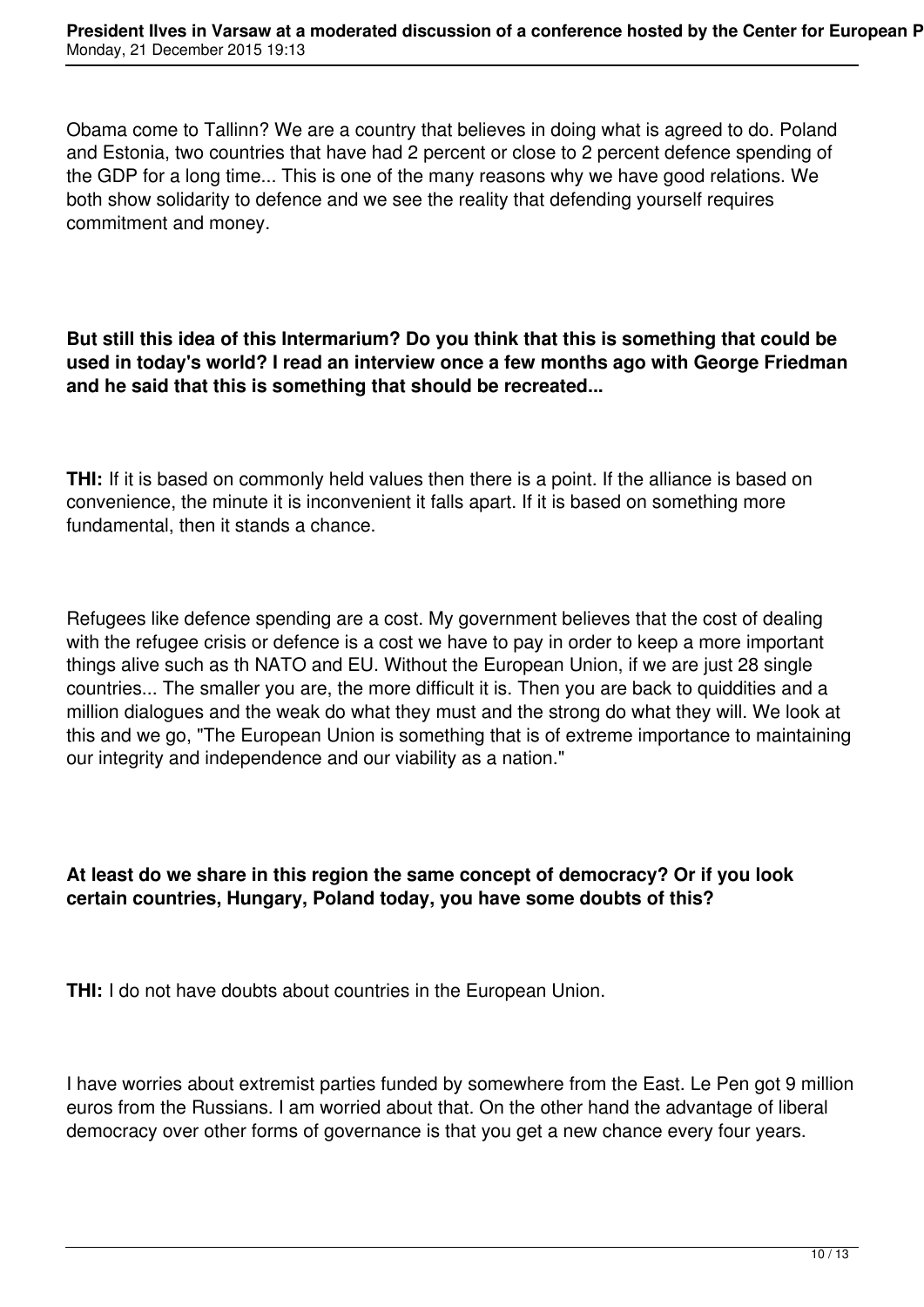Obama come to Tallinn? We are a country that believes in doing what is agreed to do. Poland and Estonia, two countries that have had 2 percent or close to 2 percent defence spending of the GDP for a long time... This is one of the many reasons why we have good relations. We both show solidarity to defence and we see the reality that defending yourself requires commitment and money.

**But still this idea of this Intermarium? Do you think that this is something that could be used in today's world? I read an interview once a few months ago with George Friedman and he said that this is something that should be recreated...**

**THI:** If it is based on commonly held values then there is a point. If the alliance is based on convenience, the minute it is inconvenient it falls apart. If it is based on something more fundamental, then it stands a chance.

Refugees like defence spending are a cost. My government believes that the cost of dealing with the refugee crisis or defence is a cost we have to pay in order to keep a more important things alive such as th NATO and EU. Without the European Union, if we are just 28 single countries... The smaller you are, the more difficult it is. Then you are back to quiddities and a million dialogues and the weak do what they must and the strong do what they will. We look at this and we go, "The European Union is something that is of extreme importance to maintaining our integrity and independence and our viability as a nation."

**At least do we share in this region the same concept of democracy? Or if you look certain countries, Hungary, Poland today, you have some doubts of this?**

**THI:** I do not have doubts about countries in the European Union.

I have worries about extremist parties funded by somewhere from the East. Le Pen got 9 million euros from the Russians. I am worried about that. On the other hand the advantage of liberal democracy over other forms of governance is that you get a new chance every four years.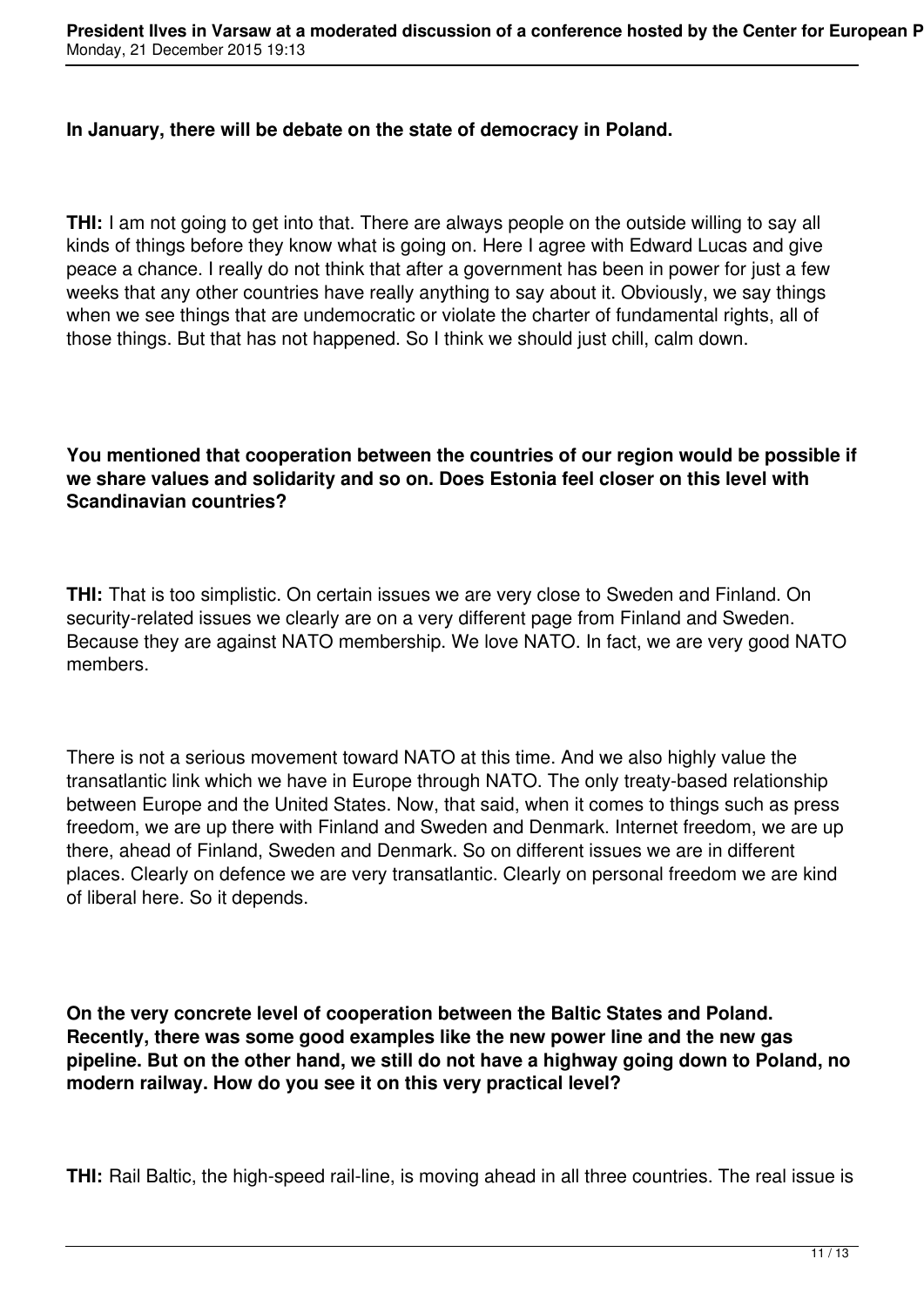**In January, there will be debate on the state of democracy in Poland.**

**THI:** I am not going to get into that. There are always people on the outside willing to say all kinds of things before they know what is going on. Here I agree with Edward Lucas and give peace a chance. I really do not think that after a government has been in power for just a few weeks that any other countries have really anything to say about it. Obviously, we say things when we see things that are undemocratic or violate the charter of fundamental rights, all of those things. But that has not happened. So I think we should just chill, calm down.

**You mentioned that cooperation between the countries of our region would be possible if we share values and solidarity and so on. Does Estonia feel closer on this level with Scandinavian countries?**

**THI:** That is too simplistic. On certain issues we are very close to Sweden and Finland. On security-related issues we clearly are on a very different page from Finland and Sweden. Because they are against NATO membership. We love NATO. In fact, we are very good NATO members.

There is not a serious movement toward NATO at this time. And we also highly value the transatlantic link which we have in Europe through NATO. The only treaty-based relationship between Europe and the United States. Now, that said, when it comes to things such as press freedom, we are up there with Finland and Sweden and Denmark. Internet freedom, we are up there, ahead of Finland, Sweden and Denmark. So on different issues we are in different places. Clearly on defence we are very transatlantic. Clearly on personal freedom we are kind of liberal here. So it depends.

**On the very concrete level of cooperation between the Baltic States and Poland. Recently, there was some good examples like the new power line and the new gas pipeline. But on the other hand, we still do not have a highway going down to Poland, no modern railway. How do you see it on this very practical level?**

**THI:** Rail Baltic, the high-speed rail-line, is moving ahead in all three countries. The real issue is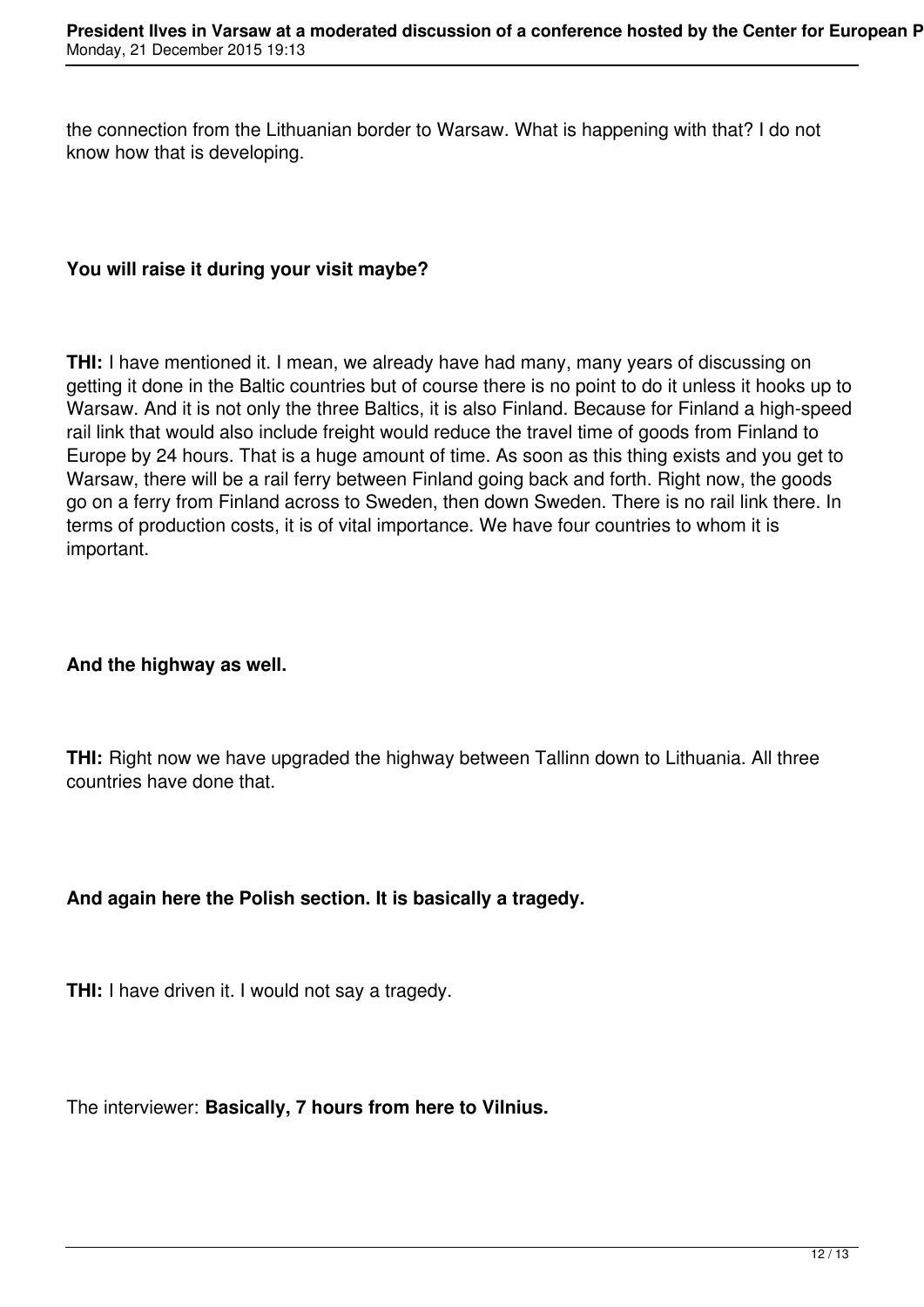the connection from the Lithuanian border to Warsaw. What is happening with that? I do not know how that is developing.

**You will raise it during your visit maybe?**

**THI:** I have mentioned it. I mean, we already have had many, many years of discussing on getting it done in the Baltic countries but of course there is no point to do it unless it hooks up to Warsaw. And it is not only the three Baltics, it is also Finland. Because for Finland a high-speed rail link that would also include freight would reduce the travel time of goods from Finland to Europe by 24 hours. That is a huge amount of time. As soon as this thing exists and you get to Warsaw, there will be a rail ferry between Finland going back and forth. Right now, the goods go on a ferry from Finland across to Sweden, then down Sweden. There is no rail link there. In terms of production costs, it is of vital importance. We have four countries to whom it is important.

**And the highway as well.**

**THI:** Right now we have upgraded the highway between Tallinn down to Lithuania. All three countries have done that.

**And again here the Polish section. It is basically a tragedy.**

**THI:** I have driven it. I would not say a tragedy.

The interviewer: **Basically, 7 hours from here to Vilnius.**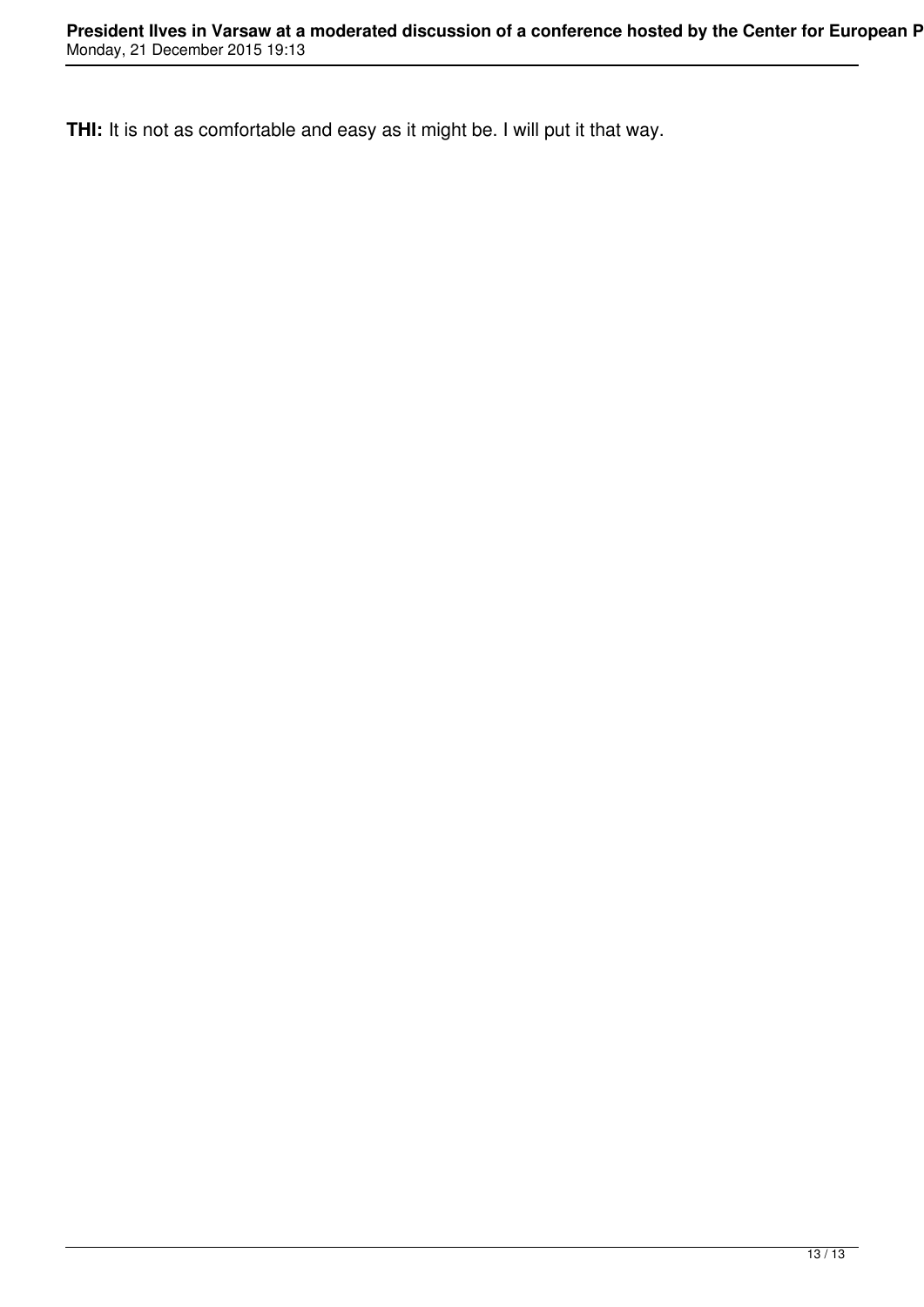**THI:** It is not as comfortable and easy as it might be. I will put it that way.